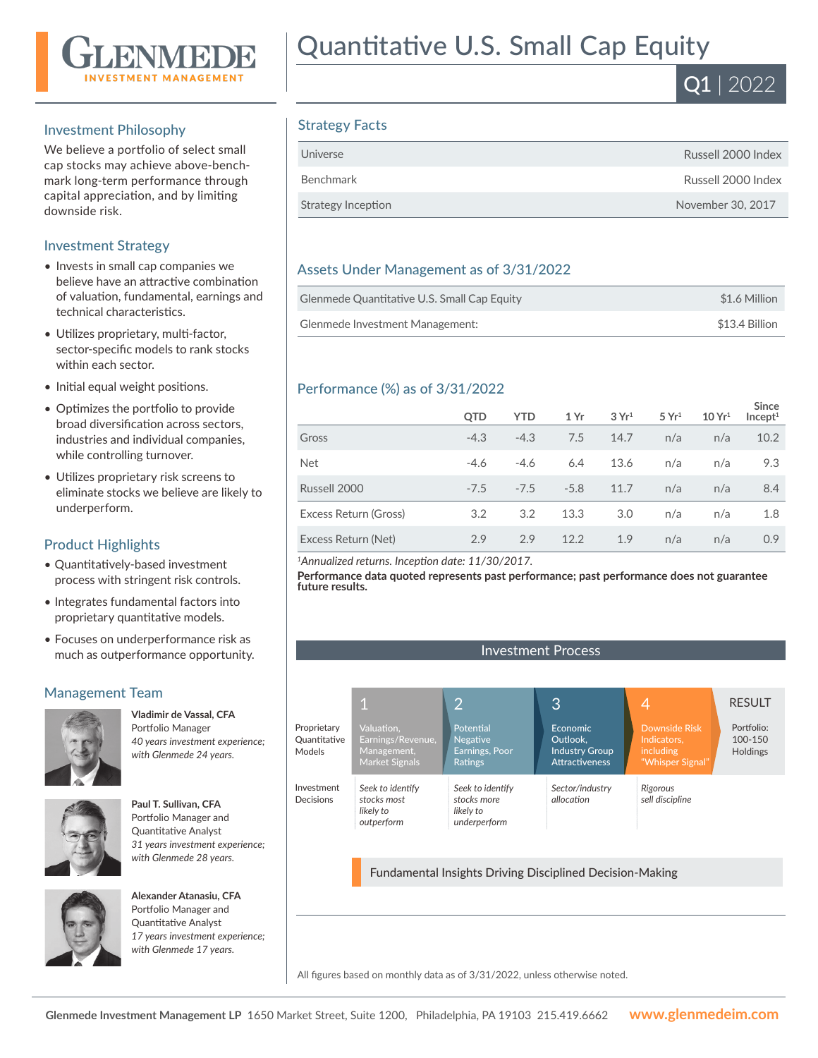# Quantitative U.S. Small Cap Equity

**Q1** | 2022

GLENMEDE INVESTMENT MANAGEMENT

## Investment Philosophy

We believe a portfolio of select small cap stocks may achieve above-benchmark long-term performance through capital appreciation, and by limiting downside risk.

## Investment Strategy

- Invests in small cap companies we believe have an attractive combination of valuation, fundamental, earnings and technical characteristics.
- Utilizes proprietary, multi-factor, sector-specific models to rank stocks within each sector.
- Initial equal weight positions.
- Optimizes the portfolio to provide broad diversification across sectors, industries and individual companies, while controlling turnover.
- Utilizes proprietary risk screens to eliminate stocks we believe are likely to underperform.

## Product Highlights

- Quantitatively-based investment process with stringent risk controls.
- Integrates fundamental factors into proprietary quantitative models.
- Focuses on underperformance risk as much as outperformance opportunity.

## Management Team

**Vladimir de Vassal, CFA**
Portfolio Manager
*40 years investment experience; with Glenmede 24 years.*

**Paul T. Sullivan, CFA**
Portfolio Manager and Quantitative Analyst
*31 years investment experience; with Glenmede 28 years.*

**Alexander Atanasiu, CFA**
Portfolio Manager and Quantitative Analyst
*17 years investment experience; with Glenmede 17 years.*

## Strategy Facts

| | |
|---|---|
| Universe | Russell 2000 Index |
| Benchmark | Russell 2000 Index |
| Strategy Inception | November 30, 2017 |

## Assets Under Management as of 3/31/2022

| | |
|---|---|
| Glenmede Quantitative U.S. Small Cap Equity | $1.6 Million |
| Glenmede Investment Management: | $13.4 Billion |

## Performance (%) as of 3/31/2022

| | QTD | YTD | 1 Yr | 3 Yr[1] | 5 Yr[1] | 10 Yr[1] | Since Incept[1] |
|---|---|---|---|---|---|---|---|
| Gross | -4.3 | -4.3 | 7.5 | 14.7 | n/a | n/a | 10.2 |
| Net | -4.6 | -4.6 | 6.4 | 13.6 | n/a | n/a | 9.3 |
| Russell 2000 | -7.5 | -7.5 | -5.8 | 11.7 | n/a | n/a | 8.4 |
| Excess Return (Gross) | 3.2 | 3.2 | 13.3 | 3.0 | n/a | n/a | 1.8 |
| Excess Return (Net) | 2.9 | 2.9 | 12.2 | 1.9 | n/a | n/a | 0.9 |

[1]*Annualized returns. Inception date: 11/30/2017.*

**Performance data quoted represents past performance; past performance does not guarantee future results.**

## Investment Process

| | 1 | 2 | 3 | 4 | RESULT |
|---|---|---|---|---|---|
| Proprietary Quantitative Models | Valuation, Earnings/Revenue, Management, Market Signals | Potential Negative Earnings, Poor Ratings | Economic Outlook, Industry Group Attractiveness | Downside Risk Indicators, including "Whisper Signal" | Portfolio: 100-150 Holdings |
| Investment Decisions | *Seek to identify stocks most likely to outperform* | *Seek to identify stocks more likely to underperform* | *Sector/industry allocation* | *Rigorous sell discipline* | |

Fundamental Insights Driving Disciplined Decision-Making

All figures based on monthly data as of 3/31/2022, unless otherwise noted.

**Glenmede Investment Management LP** 1650 Market Street, Suite 1200, Philadelphia, PA 19103 215.419.6662 **www.glenmedeim.com**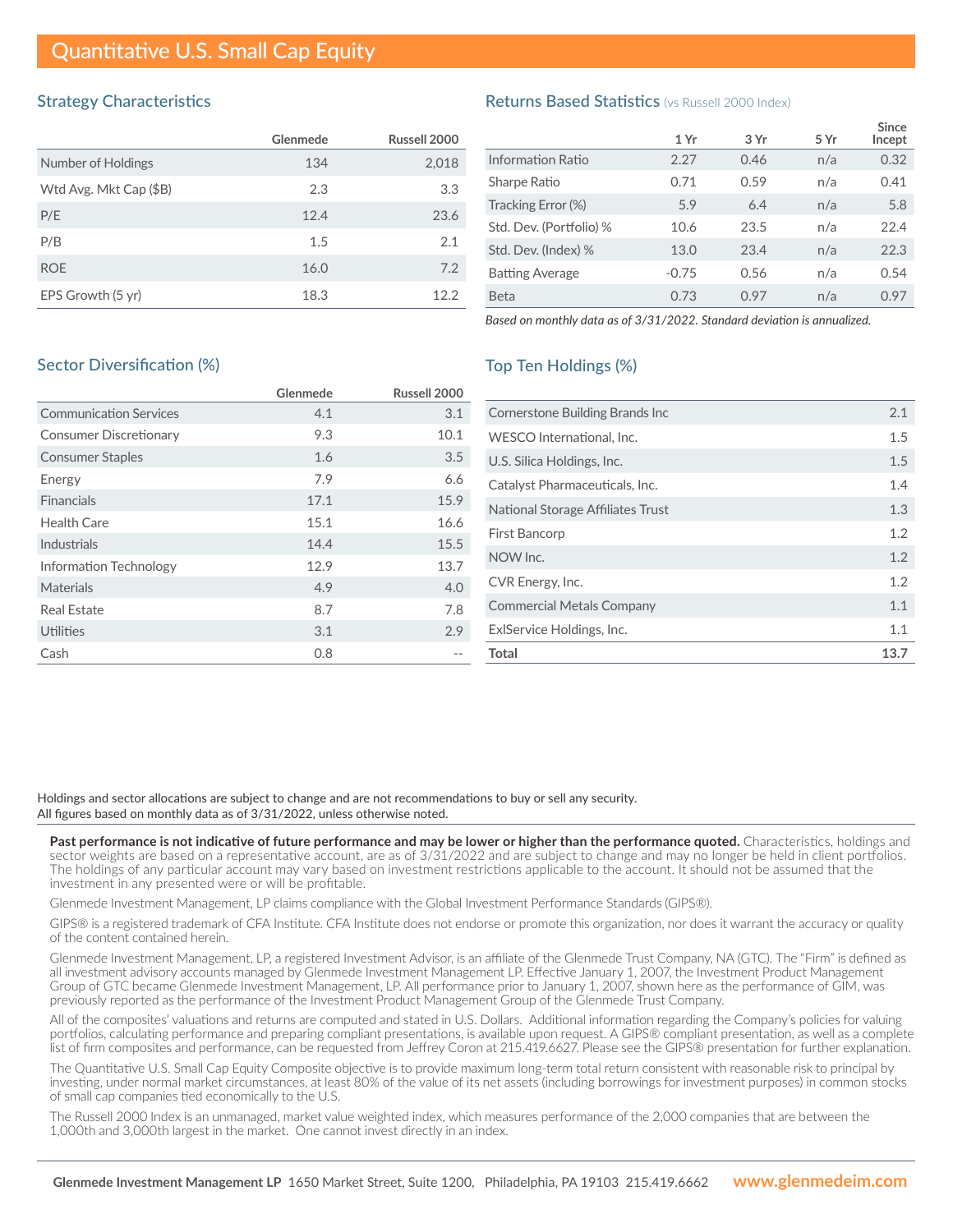# Quantitative U.S. Small Cap Equity

## Strategy Characteristics

| | Glenmede | Russell 2000 |
|---|---|---|
| Number of Holdings | 134 | 2,018 |
| Wtd Avg. Mkt Cap ($B) | 2.3 | 3.3 |
| P/E | 12.4 | 23.6 |
| P/B | 1.5 | 2.1 |
| ROE | 16.0 | 7.2 |
| EPS Growth (5 yr) | 18.3 | 12.2 |

## Returns Based Statistics (vs Russell 2000 Index)

| | 1 Yr | 3 Yr | 5 Yr | Since Incept |
|---|---|---|---|---|
| Information Ratio | 2.27 | 0.46 | n/a | 0.32 |
| Sharpe Ratio | 0.71 | 0.59 | n/a | 0.41 |
| Tracking Error (%) | 5.9 | 6.4 | n/a | 5.8 |
| Std. Dev. (Portfolio) % | 10.6 | 23.5 | n/a | 22.4 |
| Std. Dev. (Index) % | 13.0 | 23.4 | n/a | 22.3 |
| Batting Average | -0.75 | 0.56 | n/a | 0.54 |
| Beta | 0.73 | 0.97 | n/a | 0.97 |

*Based on monthly data as of 3/31/2022. Standard deviation is annualized.*

## Sector Diversification (%)

| | Glenmede | Russell 2000 |
|---|---|---|
| Communication Services | 4.1 | 3.1 |
| Consumer Discretionary | 9.3 | 10.1 |
| Consumer Staples | 1.6 | 3.5 |
| Energy | 7.9 | 6.6 |
| Financials | 17.1 | 15.9 |
| Health Care | 15.1 | 16.6 |
| Industrials | 14.4 | 15.5 |
| Information Technology | 12.9 | 13.7 |
| Materials | 4.9 | 4.0 |
| Real Estate | 8.7 | 7.8 |
| Utilities | 3.1 | 2.9 |
| Cash | 0.8 | -- |

## Top Ten Holdings (%)

| | |
|---|---|
| Cornerstone Building Brands Inc | 2.1 |
| WESCO International, Inc. | 1.5 |
| U.S. Silica Holdings, Inc. | 1.5 |
| Catalyst Pharmaceuticals, Inc. | 1.4 |
| National Storage Affiliates Trust | 1.3 |
| First Bancorp | 1.2 |
| NOW Inc. | 1.2 |
| CVR Energy, Inc. | 1.2 |
| Commercial Metals Company | 1.1 |
| ExlService Holdings, Inc. | 1.1 |
| **Total** | **13.7** |

Holdings and sector allocations are subject to change and are not recommendations to buy or sell any security.
All figures based on monthly data as of 3/31/2022, unless otherwise noted.

**Past performance is not indicative of future performance and may be lower or higher than the performance quoted.** Characteristics, holdings and sector weights are based on a representative account, are as of 3/31/2022 and are subject to change and may no longer be held in client portfolios. The holdings of any particular account may vary based on investment restrictions applicable to the account. It should not be assumed that the investment in any presented were or will be profitable.

Glenmede Investment Management, LP claims compliance with the Global Investment Performance Standards (GIPS®).

GIPS® is a registered trademark of CFA Institute. CFA Institute does not endorse or promote this organization, nor does it warrant the accuracy or quality of the content contained herein.

Glenmede Investment Management, LP, a registered Investment Advisor, is an affiliate of the Glenmede Trust Company, NA (GTC). The "Firm" is defined as all investment advisory accounts managed by Glenmede Investment Management LP. Effective January 1, 2007, the Investment Product Management Group of GTC became Glenmede Investment Management, LP. All performance prior to January 1, 2007, shown here as the performance of GIM, was previously reported as the performance of the Investment Product Management Group of the Glenmede Trust Company.

All of the composites' valuations and returns are computed and stated in U.S. Dollars. Additional information regarding the Company's policies for valuing portfolios, calculating performance and preparing compliant presentations, is available upon request. A GIPS® compliant presentation, as well as a complete list of firm composites and performance, can be requested from Jeffrey Coron at 215.419.6627. Please see the GIPS® presentation for further explanation.

The Quantitative U.S. Small Cap Equity Composite objective is to provide maximum long-term total return consistent with reasonable risk to principal by investing, under normal market circumstances, at least 80% of the value of its net assets (including borrowings for investment purposes) in common stocks of small cap companies tied economically to the U.S.

The Russell 2000 Index is an unmanaged, market value weighted index, which measures performance of the 2,000 companies that are between the 1,000th and 3,000th largest in the market. One cannot invest directly in an index.

**Glenmede Investment Management LP** 1650 Market Street, Suite 1200, Philadelphia, PA 19103 215.419.6662 **www.glenmedeim.com**